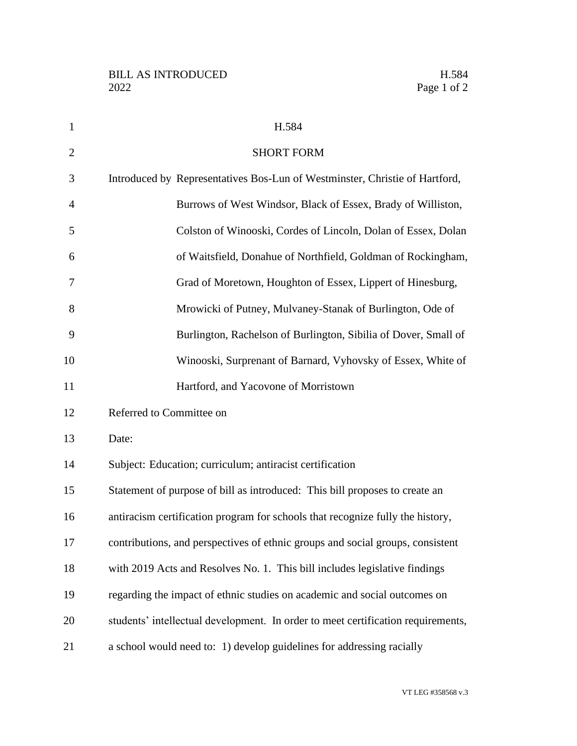H.584

SHORT FORM

Introduced by Representatives Bos-Lun of Westminster, Christie of Hartford, Burrows of West Windsor, Black of Essex, Brady of Williston, Colston of Winooski, Cordes of Lincoln, Dolan of Essex, Dolan of Waitsfield, Donahue of Northfield, Goldman of Rockingham, Grad of Moretown, Houghton of Essex, Lippert of Hinesburg, Mrowicki of Putney, Mulvaney-Stanak of Burlington, Ode of Burlington, Rachelson of Burlington, Sibilia of Dover, Small of Winooski, Surprenant of Barnard, Vyhovsky of Essex, White of Hartford, and Yacovone of Morristown

Referred to Committee on

Date:

Subject: Education; curriculum; antiracist certification

Statement of purpose of bill as introduced: This bill proposes to create an antiracism certification program for schools that recognize fully the history, contributions, and perspectives of ethnic groups and social groups, consistent with 2019 Acts and Resolves No. 1. This bill includes legislative findings regarding the impact of ethnic studies on academic and social outcomes on students' intellectual development. In order to meet certification requirements, a school would need to: 1) develop guidelines for addressing racially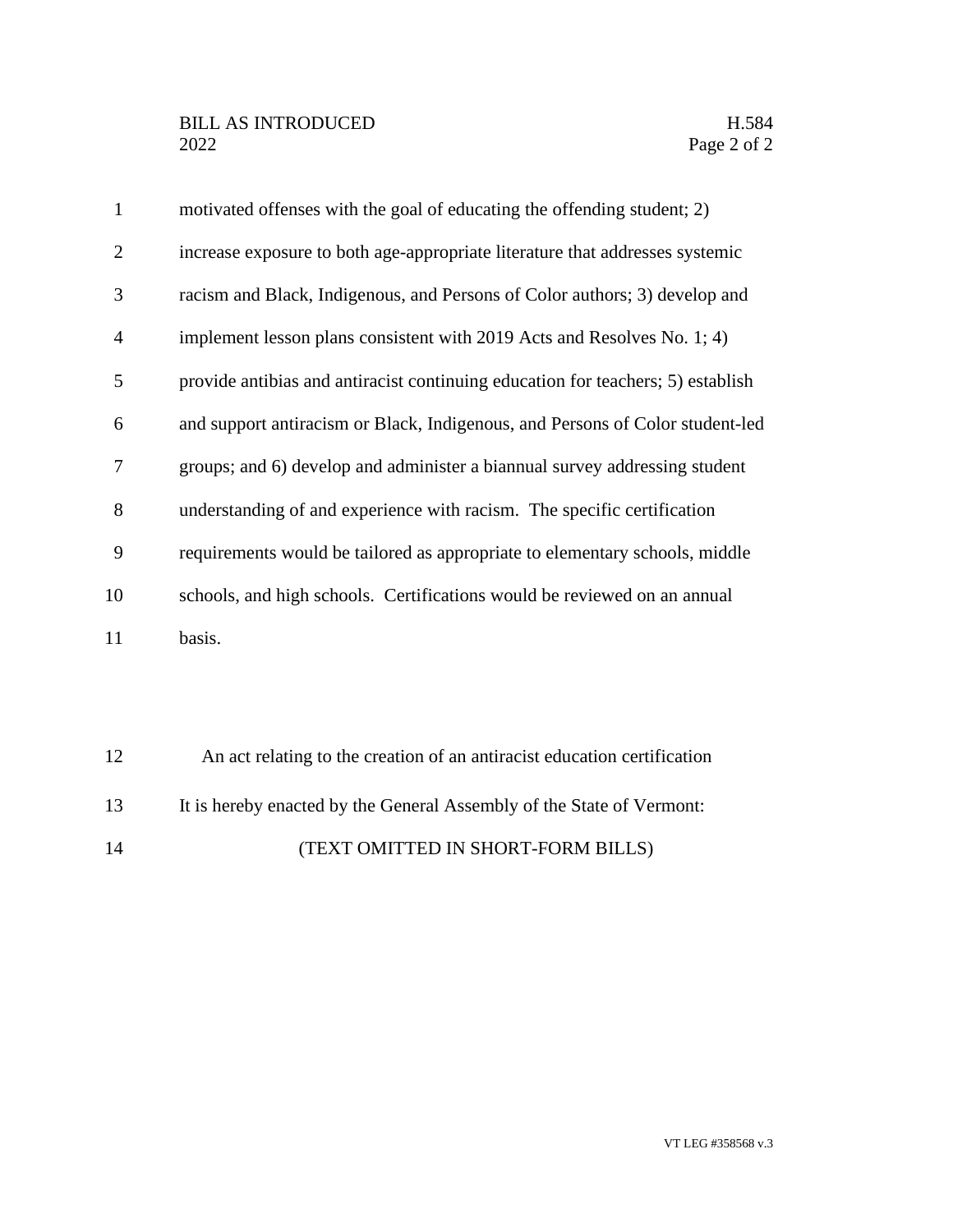motivated offenses with the goal of educating the offending student; 2) increase exposure to both age-appropriate literature that addresses systemic racism and Black, Indigenous, and Persons of Color authors; 3) develop and implement lesson plans consistent with 2019 Acts and Resolves No. 1; 4) provide antibias and antiracist continuing education for teachers; 5) establish and support antiracism or Black, Indigenous, and Persons of Color student-led groups; and 6) develop and administer a biannual survey addressing student understanding of and experience with racism. The specific certification requirements would be tailored as appropriate to elementary schools, middle schools, and high schools. Certifications would be reviewed on an annual basis.

An act relating to the creation of an antiracist education certification

It is hereby enacted by the General Assembly of the State of Vermont:

(TEXT OMITTED IN SHORT-FORM BILLS)